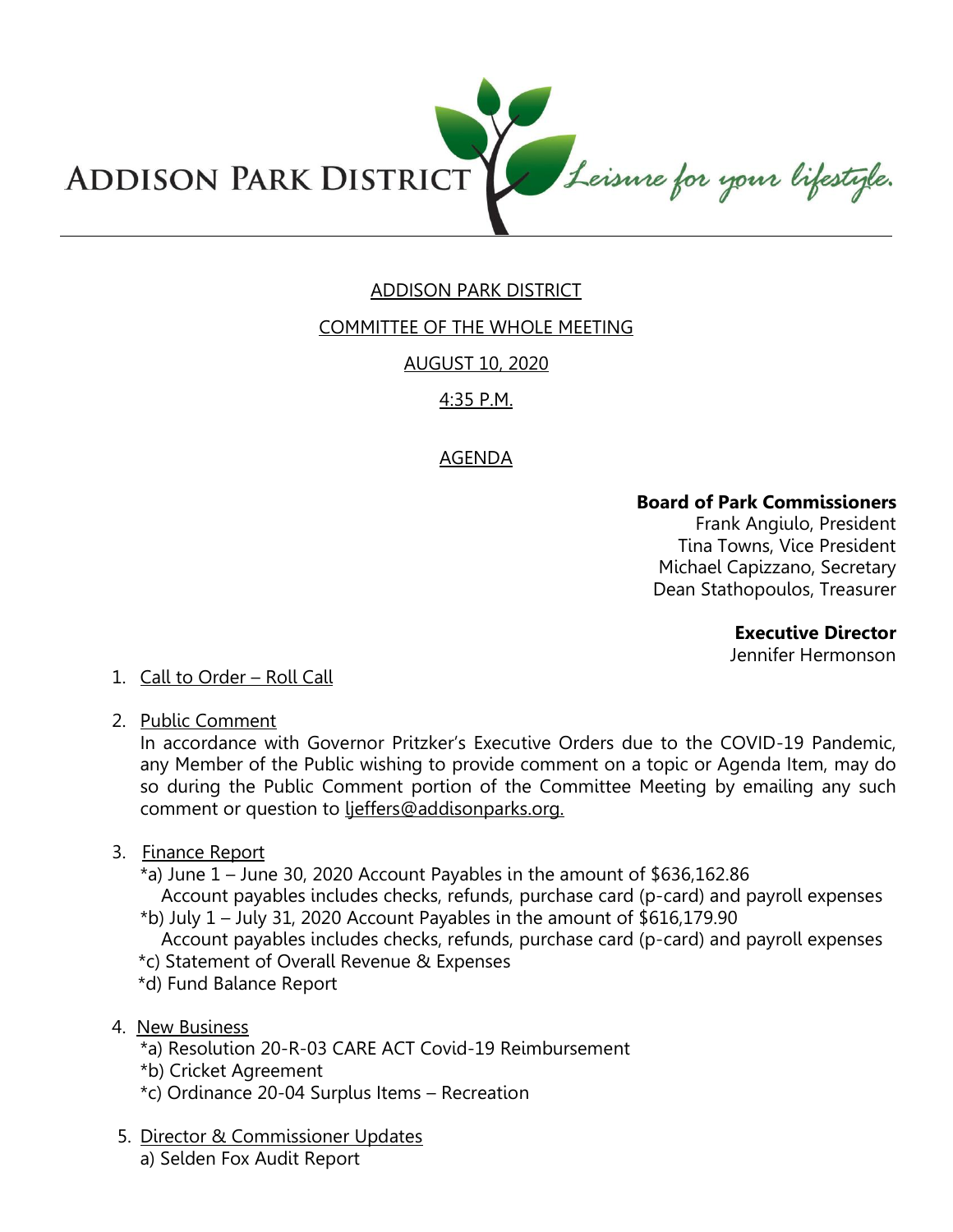ADDISON PARK DISTRICT *Leisure for your lifestyle.*

# ADDISON PARK DISTRICT

## COMMITTEE OF THE WHOLE MEETING

## AUGUST 10, 2020

## 4:35 P.M.

## AGENDA

**Board of Park Commissioners**
Frank Angiulo, President
Tina Towns, Vice President
Michael Capizzano, Secretary
Dean Stathopoulos, Treasurer

**Executive Director**
Jennifer Hermonson

1. Call to Order – Roll Call

2. Public Comment
   In accordance with Governor Pritzker's Executive Orders due to the COVID-19 Pandemic, any Member of the Public wishing to provide comment on a topic or Agenda Item, may do so during the Public Comment portion of the Committee Meeting by emailing any such comment or question to ljeffers@addisonparks.org.

3. Finance Report
   *a) June 1 – June 30, 2020 Account Payables in the amount of $636,162.86
   Account payables includes checks, refunds, purchase card (p-card) and payroll expenses
   *b) July 1 – July 31, 2020 Account Payables in the amount of $616,179.90
   Account payables includes checks, refunds, purchase card (p-card) and payroll expenses
   *c) Statement of Overall Revenue & Expenses
   *d) Fund Balance Report

4. New Business
   *a) Resolution 20-R-03 CARE ACT Covid-19 Reimbursement
   *b) Cricket Agreement
   *c) Ordinance 20-04 Surplus Items – Recreation

5. Director & Commissioner Updates
   a) Selden Fox Audit Report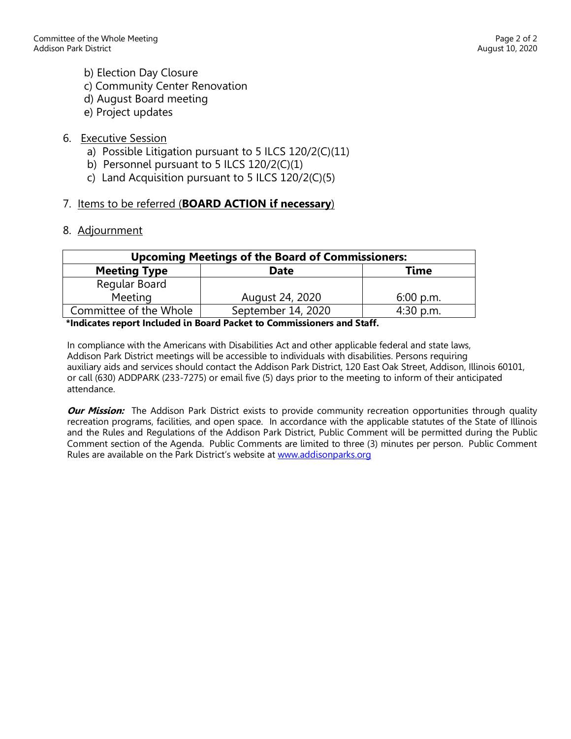b) Election Day Closure
c) Community Center Renovation
d) August Board meeting
e) Project updates

6. Executive Session
   a) Possible Litigation pursuant to 5 ILCS 120/2(C)(11)
   b) Personnel pursuant to 5 ILCS 120/2(C)(1)
   c) Land Acquisition pursuant to 5 ILCS 120/2(C)(5)

7. Items to be referred (**BOARD ACTION if necessary**)

8. Adjournment

| **Upcoming Meetings of the Board of Commissioners:** | | |
|---|---|---|
| **Meeting Type** | **Date** | **Time** |
| Regular Board Meeting | August 24, 2020 | 6:00 p.m. |
| Committee of the Whole | September 14, 2020 | 4:30 p.m. |

**\*Indicates report Included in Board Packet to Commissioners and Staff.**

In compliance with the Americans with Disabilities Act and other applicable federal and state laws, Addison Park District meetings will be accessible to individuals with disabilities. Persons requiring auxiliary aids and services should contact the Addison Park District, 120 East Oak Street, Addison, Illinois 60101, or call (630) ADDPARK (233-7275) or email five (5) days prior to the meeting to inform of their anticipated attendance.

***Our Mission:*** The Addison Park District exists to provide community recreation opportunities through quality recreation programs, facilities, and open space. In accordance with the applicable statutes of the State of Illinois and the Rules and Regulations of the Addison Park District, Public Comment will be permitted during the Public Comment section of the Agenda. Public Comments are limited to three (3) minutes per person. Public Comment Rules are available on the Park District's website at www.addisonparks.org